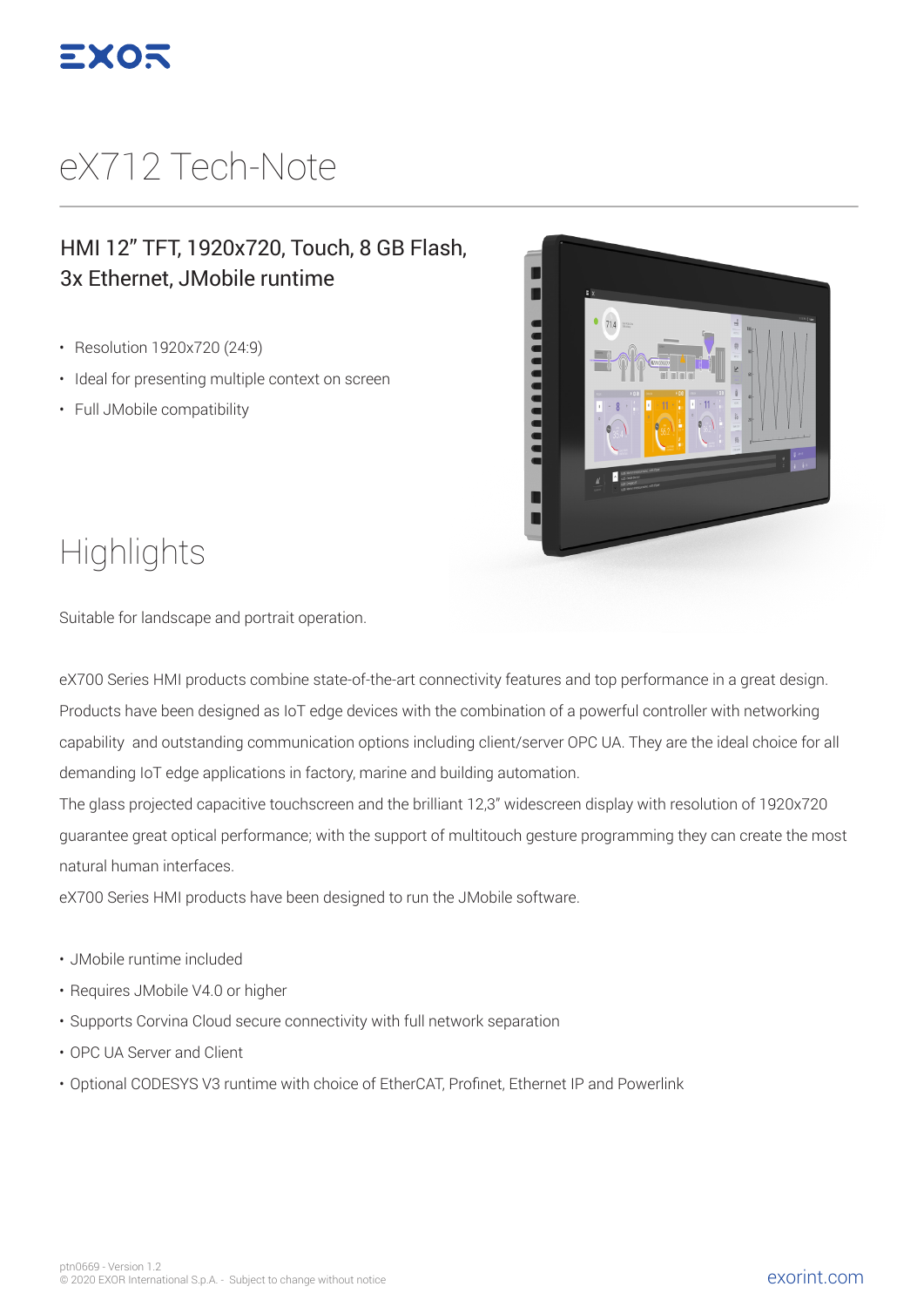# eX712 Tech-Note

## HMI 12" TFT, 1920x720, Touch, 8 GB Flash, 3x Ethernet, JMobile runtime

- Resolution 1920x720 (24:9)
- Ideal for presenting multiple context on screen
- Full JMobile compatibility

## Highlights

Suitable for landscape and portrait operation.

eX700 Series HMI products combine state-of-the-art connectivity features and top performance in a great design. Products have been designed as IoT edge devices with the combination of a powerful controller with networking capability and outstanding communication options including client/server OPC UA. They are the ideal choice for all demanding IoT edge applications in factory, marine and building automation.
The glass projected capacitive touchscreen and the brilliant 12,3" widescreen display with resolution of 1920x720 guarantee great optical performance; with the support of multitouch gesture programming they can create the most natural human interfaces.
eX700 Series HMI products have been designed to run the JMobile software.

- JMobile runtime included
- Requires JMobile V4.0 or higher
- Supports Corvina Cloud secure connectivity with full network separation
- OPC UA Server and Client
- Optional CODESYS V3 runtime with choice of EtherCAT, Profinet, Ethernet IP and Powerlink

ptn0669 - Version 1.2
© 2020 EXOR International S.p.A. - Subject to change without notice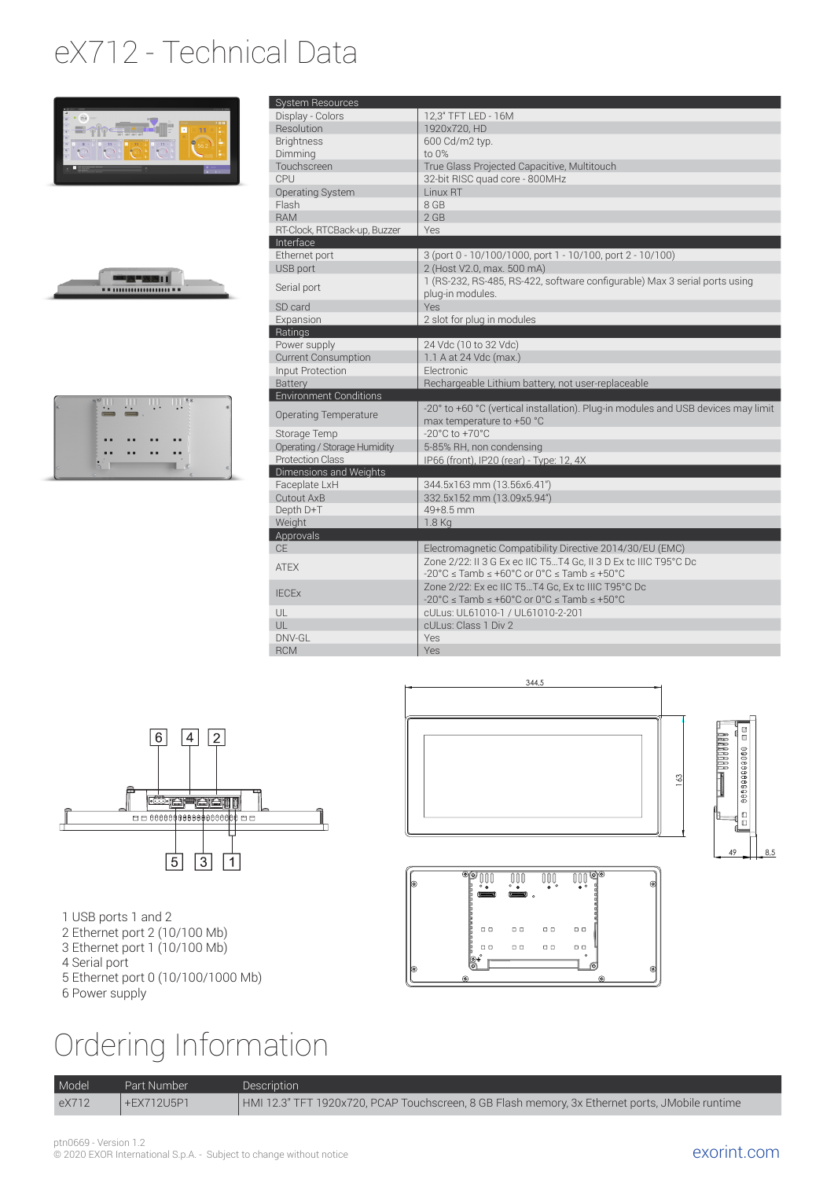# eX712 - Technical Data

| | |
|---|---|
| **System Resources** | |
| Display - Colors | 12,3" TFT LED - 16M |
| Resolution | 1920x720, HD |
| Brightness | 600 Cd/m2 typ. |
| Dimming | to 0% |
| Touchscreen | True Glass Projected Capacitive, Multitouch |
| CPU | 32-bit RISC quad core - 800MHz |
| Operating System | Linux RT |
| Flash | 8 GB |
| RAM | 2 GB |
| RT-Clock, RTCBack-up, Buzzer | Yes |
| **Interface** | |
| Ethernet port | 3 (port 0 - 10/100/1000, port 1 - 10/100, port 2 - 10/100) |
| USB port | 2 (Host V2.0, max. 500 mA) |
| Serial port | 1 (RS-232, RS-485, RS-422, software configurable) Max 3 serial ports using plug-in modules. |
| SD card | Yes |
| Expansion | 2 slot for plug in modules |
| **Ratings** | |
| Power supply | 24 Vdc (10 to 32 Vdc) |
| Current Consumption | 1.1 A at 24 Vdc (max.) |
| Input Protection | Electronic |
| Battery | Rechargeable Lithium battery, not user-replaceable |
| **Environment Conditions** | |
| Operating Temperature | -20° to +60 °C (vertical installation). Plug-in modules and USB devices may limit max temperature to +50 °C |
| Storage Temp | -20°C to +70°C |
| Operating / Storage Humidity | 5-85% RH, non condensing |
| Protection Class | IP66 (front), IP20 (rear) - Type: 12, 4X |
| **Dimensions and Weights** | |
| Faceplate LxH | 344.5x163 mm (13.56x6.41") |
| Cutout AxB | 332.5x152 mm (13.09x5.94") |
| Depth D+T | 49+8.5 mm |
| Weight | 1.8 Kg |
| **Approvals** | |
| CE | Electromagnetic Compatibility Directive 2014/30/EU (EMC) |
| ATEX | Zone 2/22: II 3 G Ex ec IIC T5...T4 Gc, II 3 D Ex tc IIIC T95°C Dc<br>-20°C ≤ Tamb ≤ +60°C or 0°C ≤ Tamb ≤ +50°C |
| IECEx | Zone 2/22: Ex ec IIC T5...T4 Gc, Ex tc IIIC T95°C Dc<br>-20°C ≤ Tamb ≤ +60°C or 0°C ≤ Tamb ≤ +50°C |
| UL | cULus: UL61010-1 / UL61010-2-201 |
| UL | cULus: Class 1 Div 2 |
| DNV-GL | Yes |
| RCM | Yes |

6 4 2

5 3 1

344,5

163

49

8,5

1 USB ports 1 and 2
2 Ethernet port 2 (10/100 Mb)
3 Ethernet port 1 (10/100 Mb)
4 Serial port
5 Ethernet port 0 (10/100/1000 Mb)
6 Power supply

# Ordering Information

| Model | Part Number | Description |
|---|---|---|
| eX712 | +EX712U5P1 | HMI 12.3" TFT 1920x720, PCAP Touchscreen, 8 GB Flash memory, 3x Ethernet ports, JMobile runtime |

ptn0669 - Version 1.2
© 2020 EXOR International S.p.A. - Subject to change without notice

exorint.com